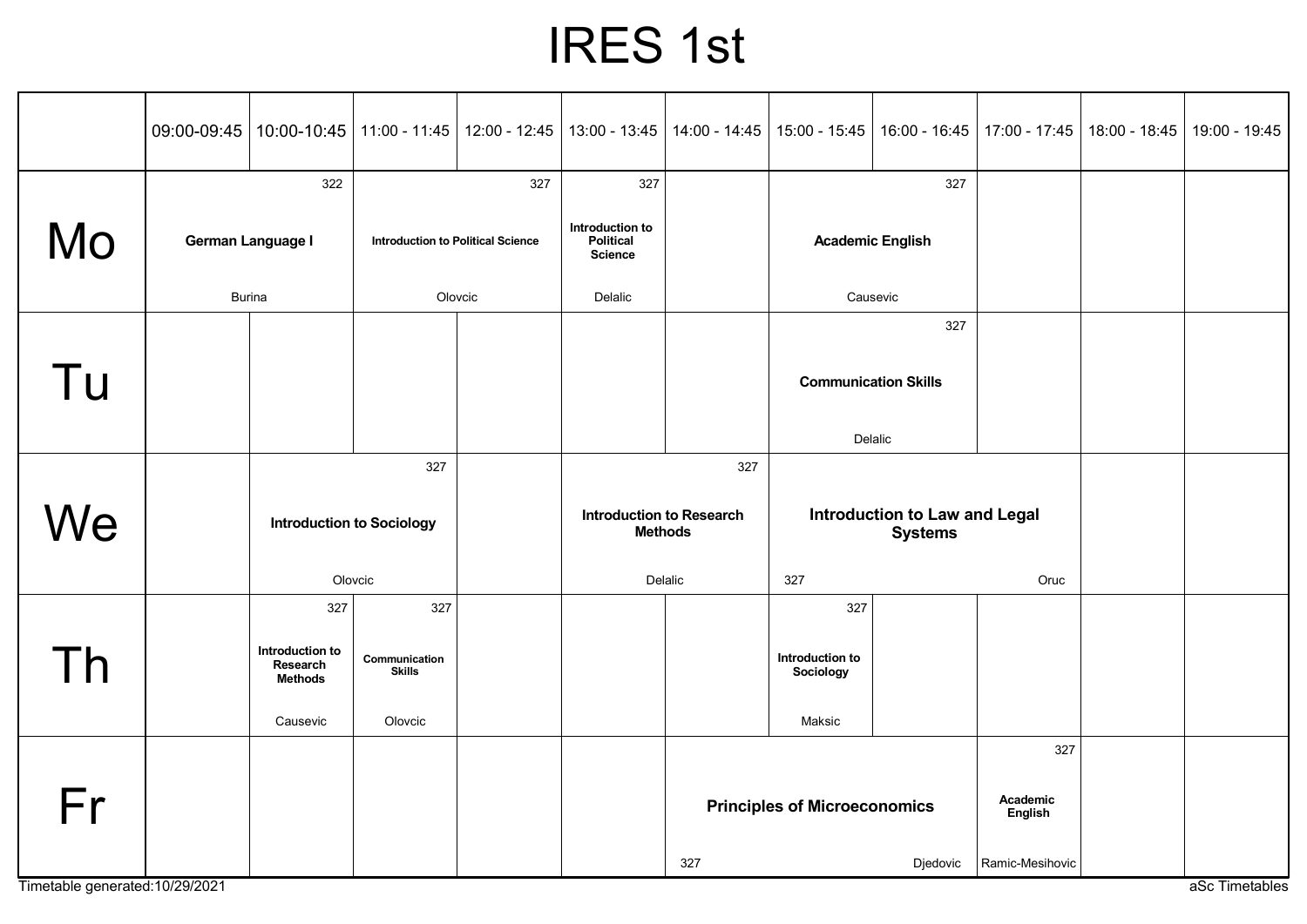# IRES 1st

| | 09:00-09:45 | 10:00-10:45 | 11:00 - 11:45 | 12:00 - 12:45 | 13:00 - 13:45 | 14:00 - 14:45 | 15:00 - 15:45 | 16:00 - 16:45 | 17:00 - 17:45 | 18:00 - 18:45 | 19:00 - 19:45 |
|---|---|---|---|---|---|---|---|---|---|---|---|
| Mo | German Language I (322, Burina) | | Introduction to Political Science (327, Olovcic) | | Introduction to Political Science (327, Delalic) | | Academic English (327, Causevic) | | | | |
| Tu | | | | | | | Communication Skills (327, Delalic) | | | | |
| We | | Introduction to Sociology (327, Olovcic) | | | Introduction to Research Methods (327, Delalic) | | Introduction to Law and Legal Systems (327, Oruc) | | | | |
| Th | | Introduction to Research Methods (327, Causevic) | Communication Skills (327, Olovcic) | | | | Introduction to Sociology (327, Maksic) | | | | |
| Fr | | | | | | Principles of Microeconomics (327, Djedovic) | | | Academic English (327, Ramic-Mesihovic) | | |

Timetable generated:10/29/2021

aSc Timetables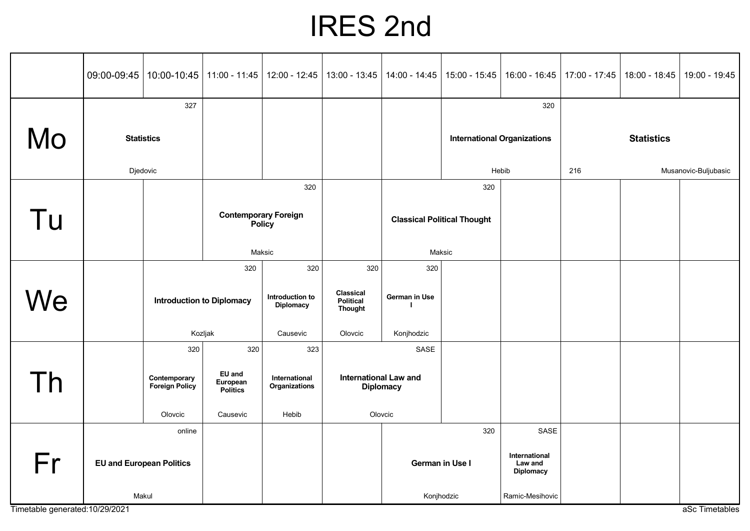# IRES 2nd

| | 09:00-09:45 | 10:00-10:45 | 11:00 - 11:45 | 12:00 - 12:45 | 13:00 - 13:45 | 14:00 - 14:45 | 15:00 - 15:45 | 16:00 - 16:45 | 17:00 - 17:45 | 18:00 - 18:45 | 19:00 - 19:45 |
|---|---|---|---|---|---|---|---|---|---|---|---|
| Mo | 327 **Statistics** Djedovic | | | | | | 320 **International Organizations** Hebib | | 216 **Statistics** Musanovic-Buljubasic | | |
| Tu | | | 320 **Contemporary Foreign Policy** Maksic | | | 320 **Classical Political Thought** Maksic | | | | | |
| We | | 320 **Introduction to Diplomacy** Kozljak | | 320 **Introduction to Diplomacy** Causevic | 320 **Classical Political Thought** Olovcic | 320 **German in Use I** Konjhodzic | | | | | |
| Th | | 320 **Contemporary Foreign Policy** Olovcic | 320 **EU and European Politics** Causevic | 323 **International Organizations** Hebib | SASE **International Law and Diplomacy** Olovcic | | | | | | |
| Fr | online **EU and European Politics** Makul | | | | | 320 **German in Use I** Konjhodzic | | SASE **International Law and Diplomacy** Ramic-Mesihovic | | | |

Timetable generated:10/29/2021

aSc Timetables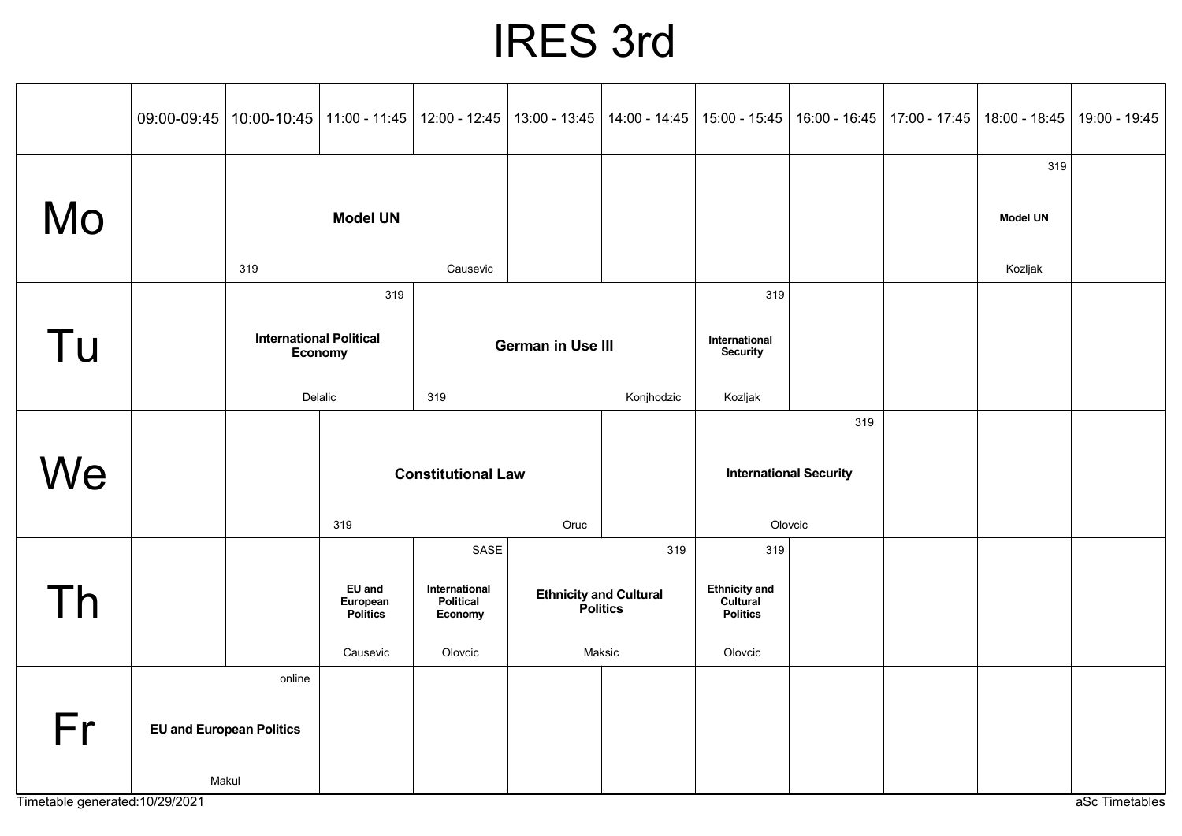# IRES 3rd

| | 09:00-09:45 | 10:00-10:45 | 11:00 - 11:45 | 12:00 - 12:45 | 13:00 - 13:45 | 14:00 - 14:45 | 15:00 - 15:45 | 16:00 - 16:45 | 17:00 - 17:45 | 18:00 - 18:45 | 19:00 - 19:45 |
|---|---|---|---|---|---|---|---|---|---|---|---|
| Mo | | Model UN 319 Causevic | | | | | | | | Model UN 319 Kozljak | |
| Tu | | International Political Economy 319 Delalic | | German in Use III 319 Konjhodzic | | | International Security 319 Kozljak | | | | |
| We | | | Constitutional Law 319 Oruc | | | | International Security 319 Olovcic | | | | |
| Th | | | EU and European Politics Causevic | International Political Economy SASE Olovcic | Ethnicity and Cultural Politics 319 Maksic | | Ethnicity and Cultural Politics 319 Olovcic | | | | |
| Fr | EU and European Politics online Makul | | | | | | | | | | |

Timetable generated:10/29/2021

aSc Timetables